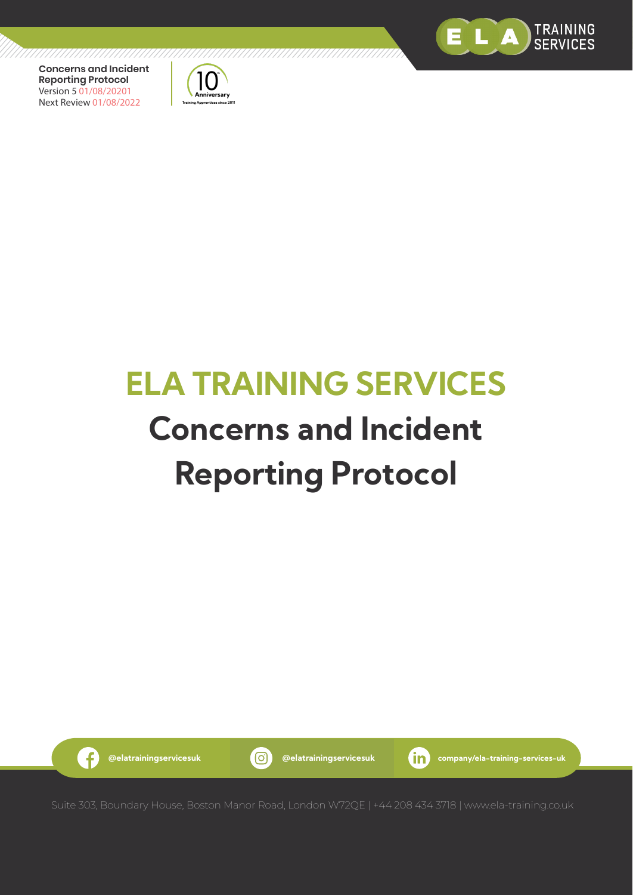**Concerns and Incident Reporting Protocol**
Version 5 01/08/20201
Next Review 01/08/2022

# ELA TRAINING SERVICES

# Concerns and Incident Reporting Protocol

@elatrainingservicesuk | @elatrainingservicesuk | company/ela-training-services-uk

Suite 303, Boundary House, Boston Manor Road, London W72QE | +44 208 434 3718 | www.ela-training.co.uk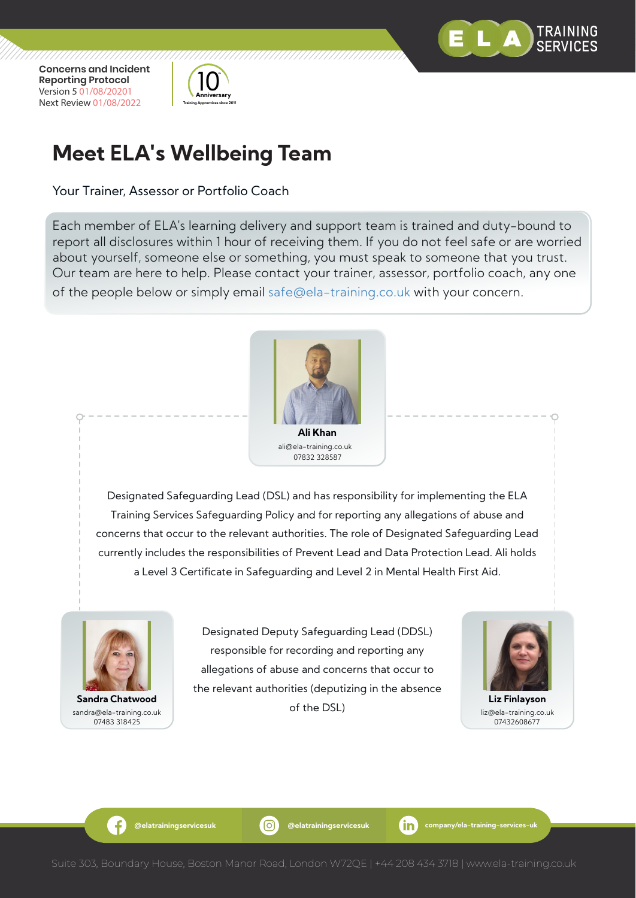# Meet ELA's Wellbeing Team

Your Trainer, Assessor or Portfolio Coach

Each member of ELA's learning delivery and support team is trained and duty-bound to report all disclosures within 1 hour of receiving them. If you do not feel safe or are worried about yourself, someone else or something, you must speak to someone that you trust. Our team are here to help. Please contact your trainer, assessor, portfolio coach, any one of the people below or simply email safe@ela-training.co.uk with your concern.

**Ali Khan**
ali@ela-training.co.uk
07832 328587

Designated Safeguarding Lead (DSL) and has responsibility for implementing the ELA Training Services Safeguarding Policy and for reporting any allegations of abuse and concerns that occur to the relevant authorities. The role of Designated Safeguarding Lead currently includes the responsibilities of Prevent Lead and Data Protection Lead. Ali holds a Level 3 Certificate in Safeguarding and Level 2 in Mental Health First Aid.

**Sandra Chatwood**
sandra@ela-training.co.uk
07483 318425

**Liz Finlayson**
liz@ela-training.co.uk
07432608677

Designated Deputy Safeguarding Lead (DDSL) responsible for recording and reporting any allegations of abuse and concerns that occur to the relevant authorities (deputizing in the absence of the DSL)

@elatrainingservicesuk | @elatrainingservicesuk | company/ela-training-services-uk

Suite 303, Boundary House, Boston Manor Road, London W72QE | +44 208 434 3718 | www.ela-training.co.uk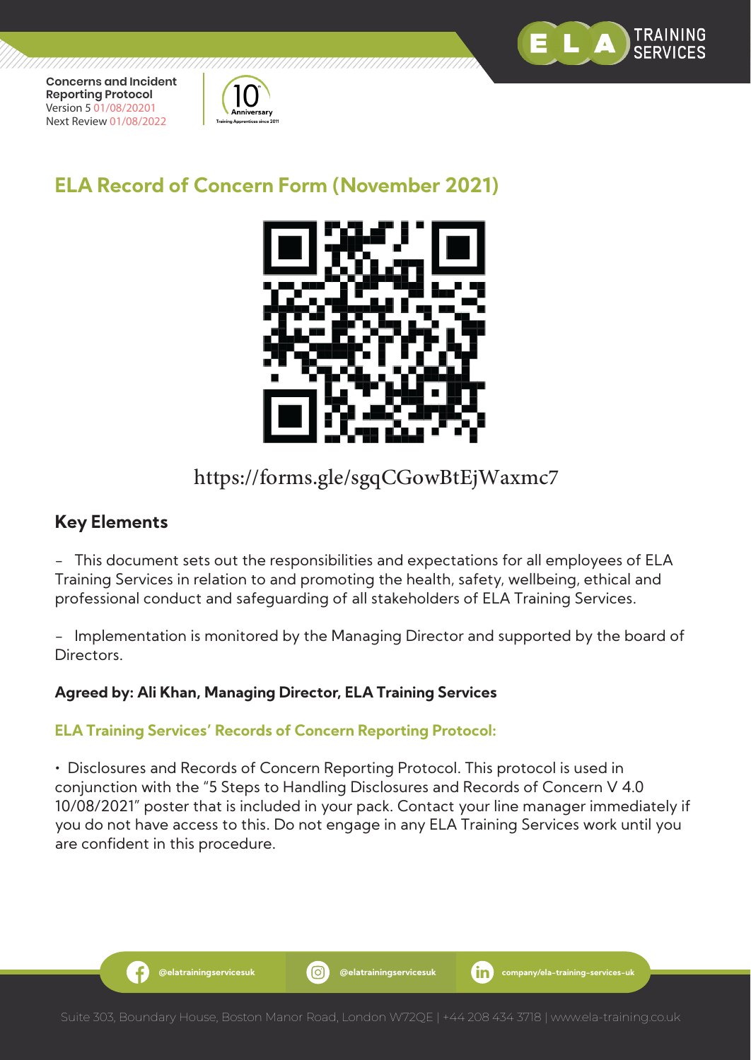## ELA Record of Concern Form (November 2021)

https://forms.gle/sgqCGowBtEjWaxmc7

### Key Elements

- This document sets out the responsibilities and expectations for all employees of ELA Training Services in relation to and promoting the health, safety, wellbeing, ethical and professional conduct and safeguarding of all stakeholders of ELA Training Services.

- Implementation is monitored by the Managing Director and supported by the board of Directors.

**Agreed by: Ali Khan, Managing Director, ELA Training Services**

#### ELA Training Services' Records of Concern Reporting Protocol:

• Disclosures and Records of Concern Reporting Protocol. This protocol is used in conjunction with the "5 Steps to Handling Disclosures and Records of Concern V 4.0 10/08/2021" poster that is included in your pack. Contact your line manager immediately if you do not have access to this. Do not engage in any ELA Training Services work until you are confident in this procedure.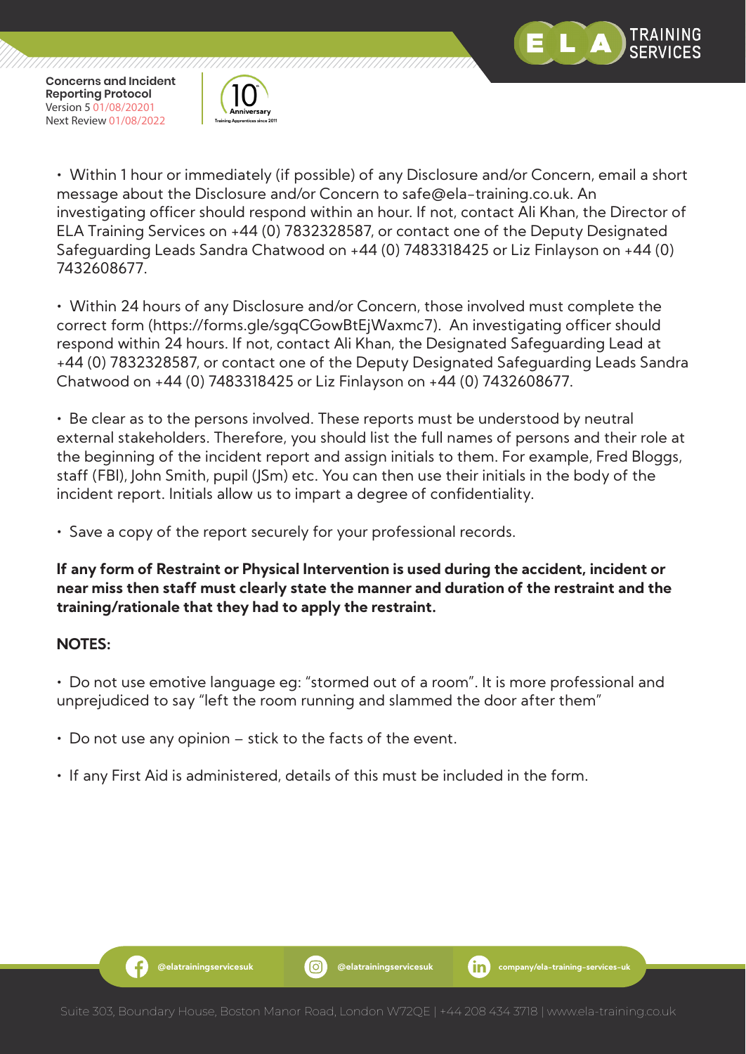- Within 1 hour or immediately (if possible) of any Disclosure and/or Concern, email a short message about the Disclosure and/or Concern to safe@ela-training.co.uk. An investigating officer should respond within an hour. If not, contact Ali Khan, the Director of ELA Training Services on +44 (0) 7832328587, or contact one of the Deputy Designated Safeguarding Leads Sandra Chatwood on +44 (0) 7483318425 or Liz Finlayson on +44 (0) 7432608677.

- Within 24 hours of any Disclosure and/or Concern, those involved must complete the correct form (https://forms.gle/sgqCGowBtEjWaxmc7). An investigating officer should respond within 24 hours. If not, contact Ali Khan, the Designated Safeguarding Lead at +44 (0) 7832328587, or contact one of the Deputy Designated Safeguarding Leads Sandra Chatwood on +44 (0) 7483318425 or Liz Finlayson on +44 (0) 7432608677.

- Be clear as to the persons involved. These reports must be understood by neutral external stakeholders. Therefore, you should list the full names of persons and their role at the beginning of the incident report and assign initials to them. For example, Fred Bloggs, staff (FBl), John Smith, pupil (JSm) etc. You can then use their initials in the body of the incident report. Initials allow us to impart a degree of confidentiality.

- Save a copy of the report securely for your professional records.

**If any form of Restraint or Physical Intervention is used during the accident, incident or near miss then staff must clearly state the manner and duration of the restraint and the training/rationale that they had to apply the restraint.**

**NOTES:**

- Do not use emotive language eg: "stormed out of a room". It is more professional and unprejudiced to say "left the room running and slammed the door after them"

- Do not use any opinion – stick to the facts of the event.

- If any First Aid is administered, details of this must be included in the form.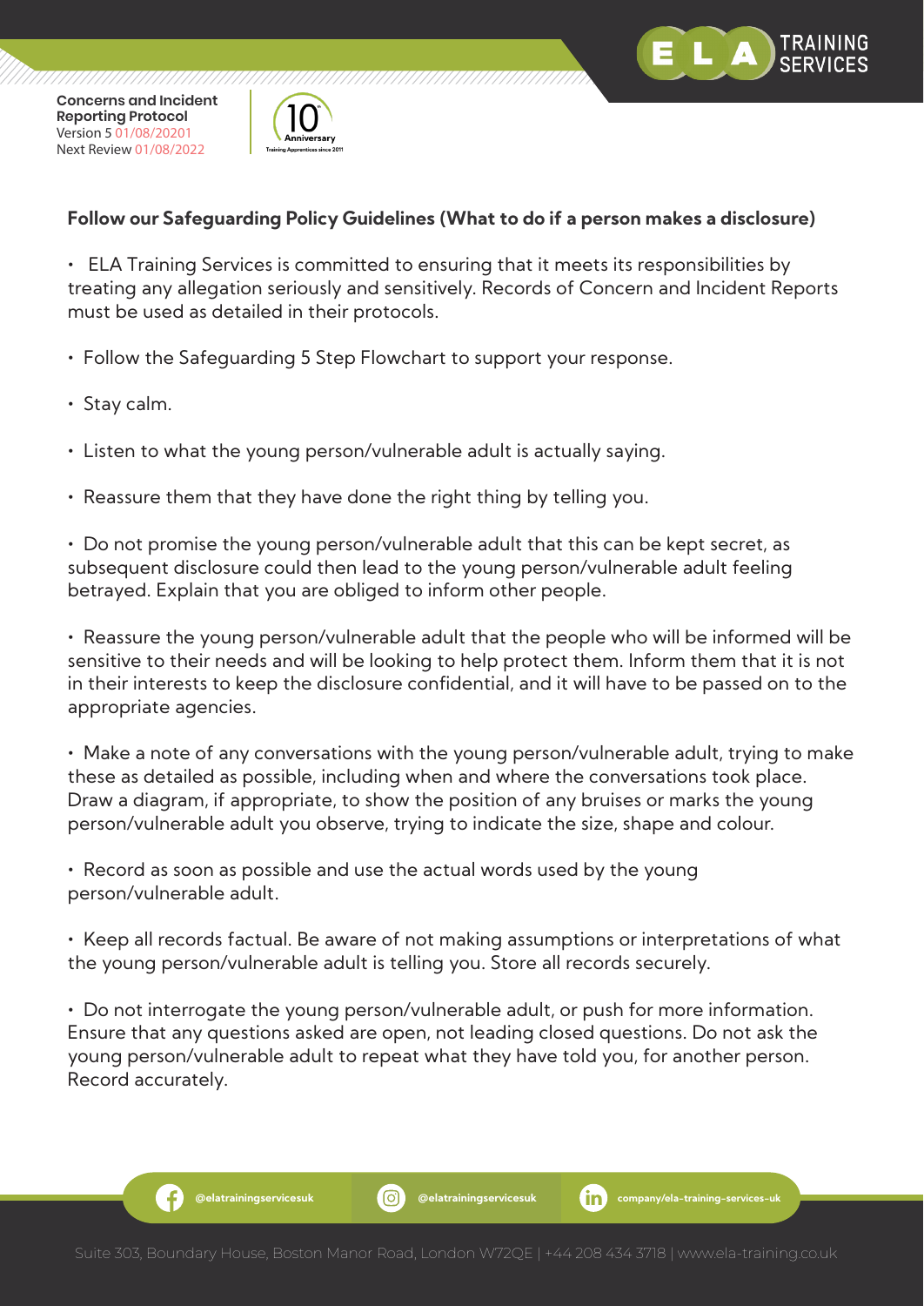## Follow our Safeguarding Policy Guidelines (What to do if a person makes a disclosure)

- ELA Training Services is committed to ensuring that it meets its responsibilities by treating any allegation seriously and sensitively. Records of Concern and Incident Reports must be used as detailed in their protocols.
- Follow the Safeguarding 5 Step Flowchart to support your response.
- Stay calm.
- Listen to what the young person/vulnerable adult is actually saying.
- Reassure them that they have done the right thing by telling you.
- Do not promise the young person/vulnerable adult that this can be kept secret, as subsequent disclosure could then lead to the young person/vulnerable adult feeling betrayed. Explain that you are obliged to inform other people.
- Reassure the young person/vulnerable adult that the people who will be informed will be sensitive to their needs and will be looking to help protect them. Inform them that it is not in their interests to keep the disclosure confidential, and it will have to be passed on to the appropriate agencies.
- Make a note of any conversations with the young person/vulnerable adult, trying to make these as detailed as possible, including when and where the conversations took place. Draw a diagram, if appropriate, to show the position of any bruises or marks the young person/vulnerable adult you observe, trying to indicate the size, shape and colour.
- Record as soon as possible and use the actual words used by the young person/vulnerable adult.
- Keep all records factual. Be aware of not making assumptions or interpretations of what the young person/vulnerable adult is telling you. Store all records securely.
- Do not interrogate the young person/vulnerable adult, or push for more information. Ensure that any questions asked are open, not leading closed questions. Do not ask the young person/vulnerable adult to repeat what they have told you, for another person. Record accurately.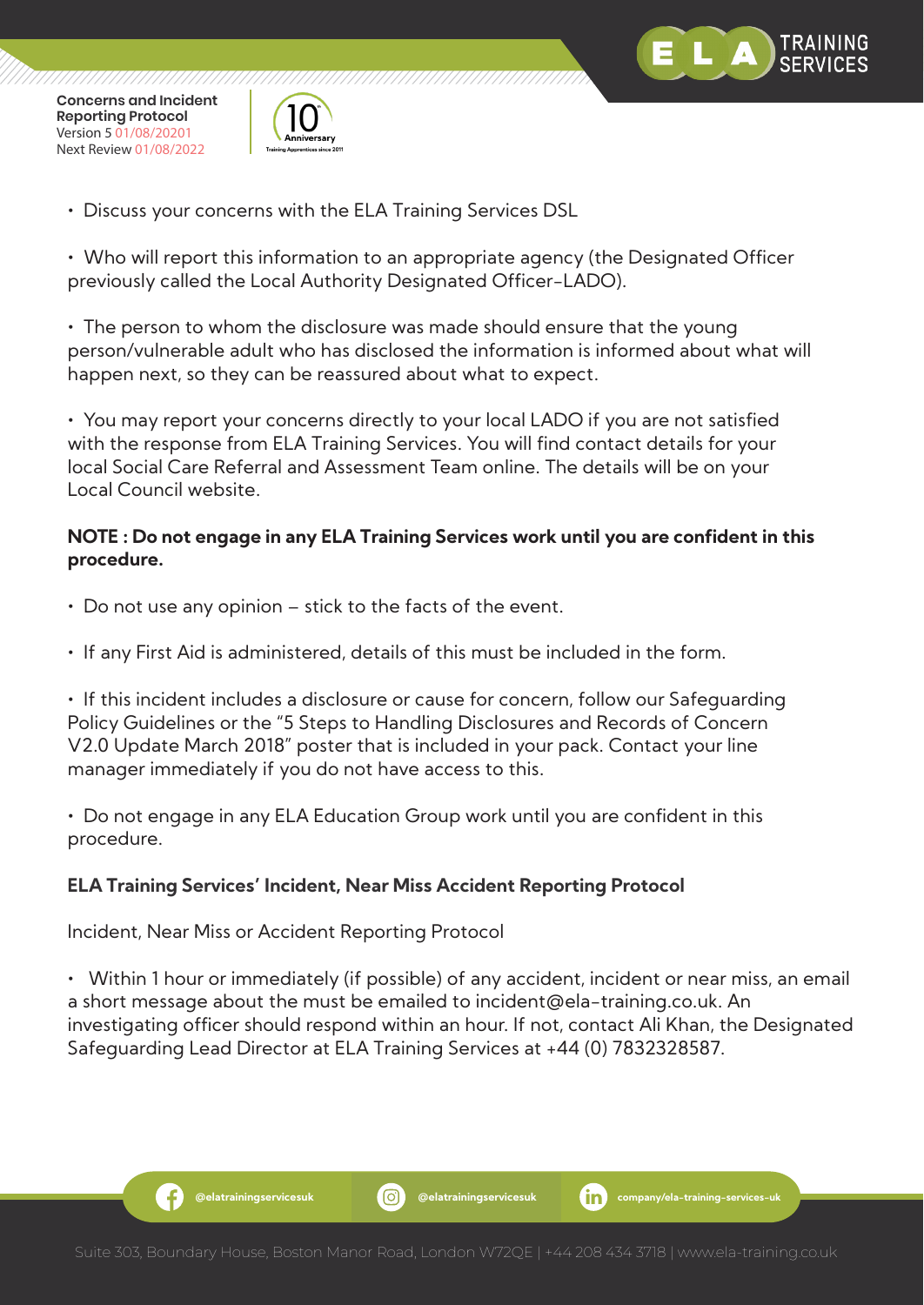- Discuss your concerns with the ELA Training Services DSL

- Who will report this information to an appropriate agency (the Designated Officer previously called the Local Authority Designated Officer-LADO).

- The person to whom the disclosure was made should ensure that the young person/vulnerable adult who has disclosed the information is informed about what will happen next, so they can be reassured about what to expect.

- You may report your concerns directly to your local LADO if you are not satisfied with the response from ELA Training Services. You will find contact details for your local Social Care Referral and Assessment Team online. The details will be on your Local Council website.

**NOTE : Do not engage in any ELA Training Services work until you are confident in this procedure.**

- Do not use any opinion – stick to the facts of the event.

- If any First Aid is administered, details of this must be included in the form.

- If this incident includes a disclosure or cause for concern, follow our Safeguarding Policy Guidelines or the "5 Steps to Handling Disclosures and Records of Concern V2.0 Update March 2018" poster that is included in your pack. Contact your line manager immediately if you do not have access to this.

- Do not engage in any ELA Education Group work until you are confident in this procedure.

**ELA Training Services' Incident, Near Miss Accident Reporting Protocol**

Incident, Near Miss or Accident Reporting Protocol

- Within 1 hour or immediately (if possible) of any accident, incident or near miss, an email a short message about the must be emailed to incident@ela-training.co.uk. An investigating officer should respond within an hour. If not, contact Ali Khan, the Designated Safeguarding Lead Director at ELA Training Services at +44 (0) 7832328587.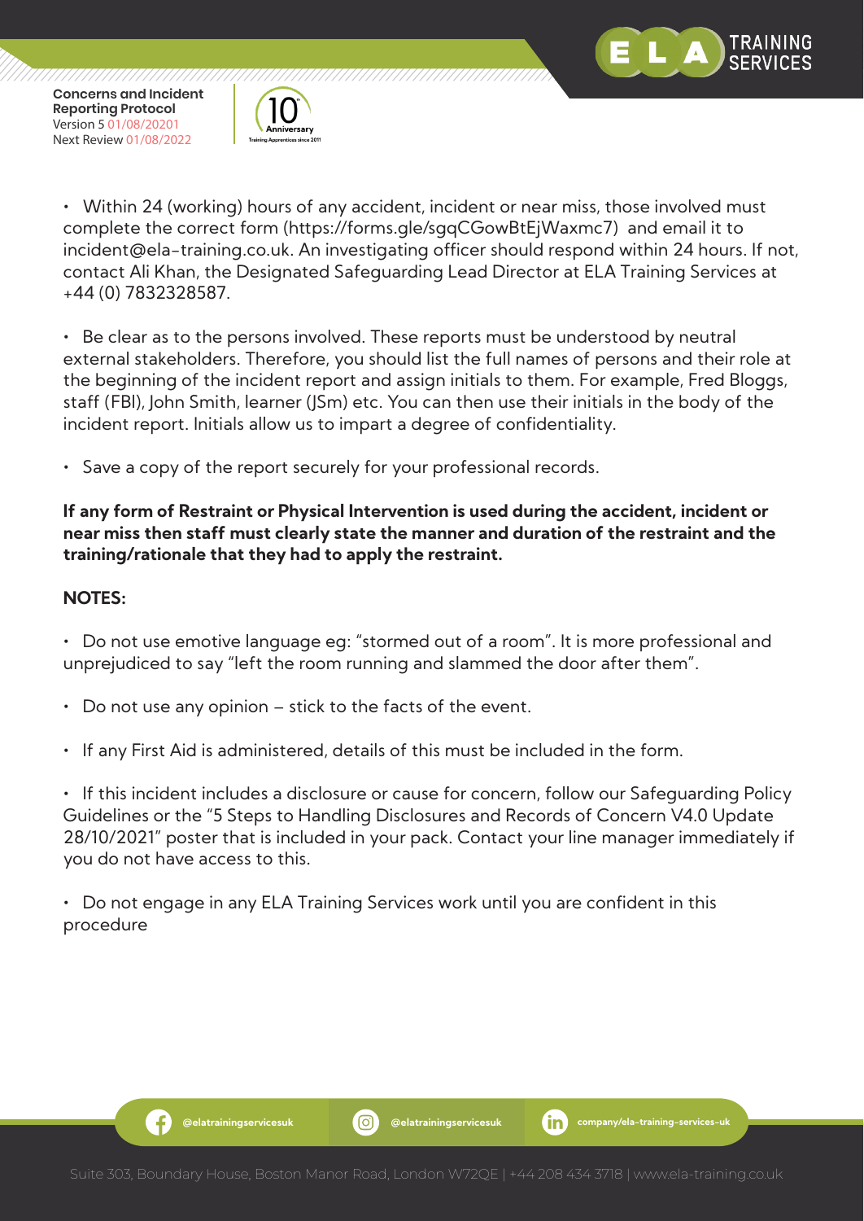- Within 24 (working) hours of any accident, incident or near miss, those involved must complete the correct form (https://forms.gle/sgqCGowBtEjWaxmc7) and email it to incident@ela-training.co.uk. An investigating officer should respond within 24 hours. If not, contact Ali Khan, the Designated Safeguarding Lead Director at ELA Training Services at +44 (0) 7832328587.

- Be clear as to the persons involved. These reports must be understood by neutral external stakeholders. Therefore, you should list the full names of persons and their role at the beginning of the incident report and assign initials to them. For example, Fred Bloggs, staff (FBl), John Smith, learner (JSm) etc. You can then use their initials in the body of the incident report. Initials allow us to impart a degree of confidentiality.

- Save a copy of the report securely for your professional records.

**If any form of Restraint or Physical Intervention is used during the accident, incident or near miss then staff must clearly state the manner and duration of the restraint and the training/rationale that they had to apply the restraint.**

**NOTES:**

- Do not use emotive language eg: “stormed out of a room”. It is more professional and unprejudiced to say “left the room running and slammed the door after them”.

- Do not use any opinion – stick to the facts of the event.

- If any First Aid is administered, details of this must be included in the form.

- If this incident includes a disclosure or cause for concern, follow our Safeguarding Policy Guidelines or the “5 Steps to Handling Disclosures and Records of Concern V4.0 Update 28/10/2021” poster that is included in your pack. Contact your line manager immediately if you do not have access to this.

- Do not engage in any ELA Training Services work until you are confident in this procedure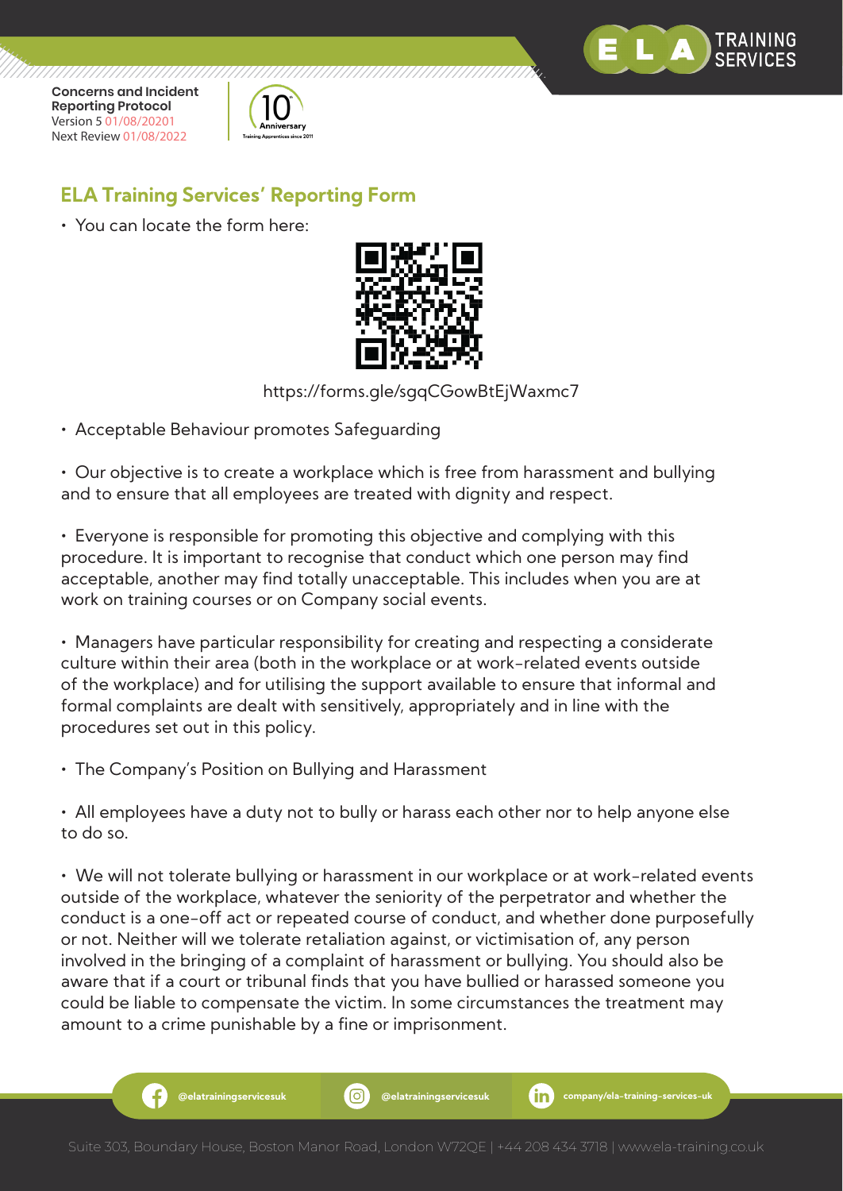## ELA Training Services' Reporting Form

- You can locate the form here:

https://forms.gle/sgqCGowBtEjWaxmc7

- Acceptable Behaviour promotes Safeguarding

- Our objective is to create a workplace which is free from harassment and bullying and to ensure that all employees are treated with dignity and respect.

- Everyone is responsible for promoting this objective and complying with this procedure. It is important to recognise that conduct which one person may find acceptable, another may find totally unacceptable. This includes when you are at work on training courses or on Company social events.

- Managers have particular responsibility for creating and respecting a considerate culture within their area (both in the workplace or at work-related events outside of the workplace) and for utilising the support available to ensure that informal and formal complaints are dealt with sensitively, appropriately and in line with the procedures set out in this policy.

- The Company's Position on Bullying and Harassment

- All employees have a duty not to bully or harass each other nor to help anyone else to do so.

- We will not tolerate bullying or harassment in our workplace or at work-related events outside of the workplace, whatever the seniority of the perpetrator and whether the conduct is a one-off act or repeated course of conduct, and whether done purposefully or not. Neither will we tolerate retaliation against, or victimisation of, any person involved in the bringing of a complaint of harassment or bullying. You should also be aware that if a court or tribunal finds that you have bullied or harassed someone you could be liable to compensate the victim. In some circumstances the treatment may amount to a crime punishable by a fine or imprisonment.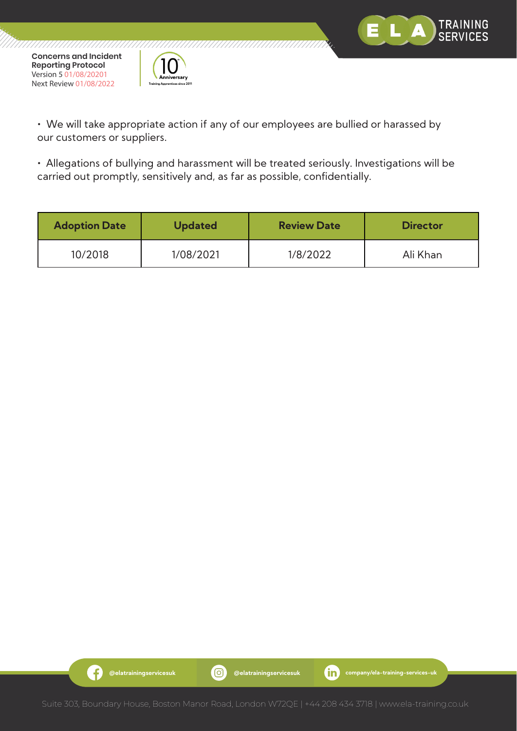- We will take appropriate action if any of our employees are bullied or harassed by our customers or suppliers.

- Allegations of bullying and harassment will be treated seriously. Investigations will be carried out promptly, sensitively and, as far as possible, confidentially.

| Adoption Date | Updated | Review Date | Director |
|---|---|---|---|
| 10/2018 | 1/08/2021 | 1/8/2022 | Ali Khan |